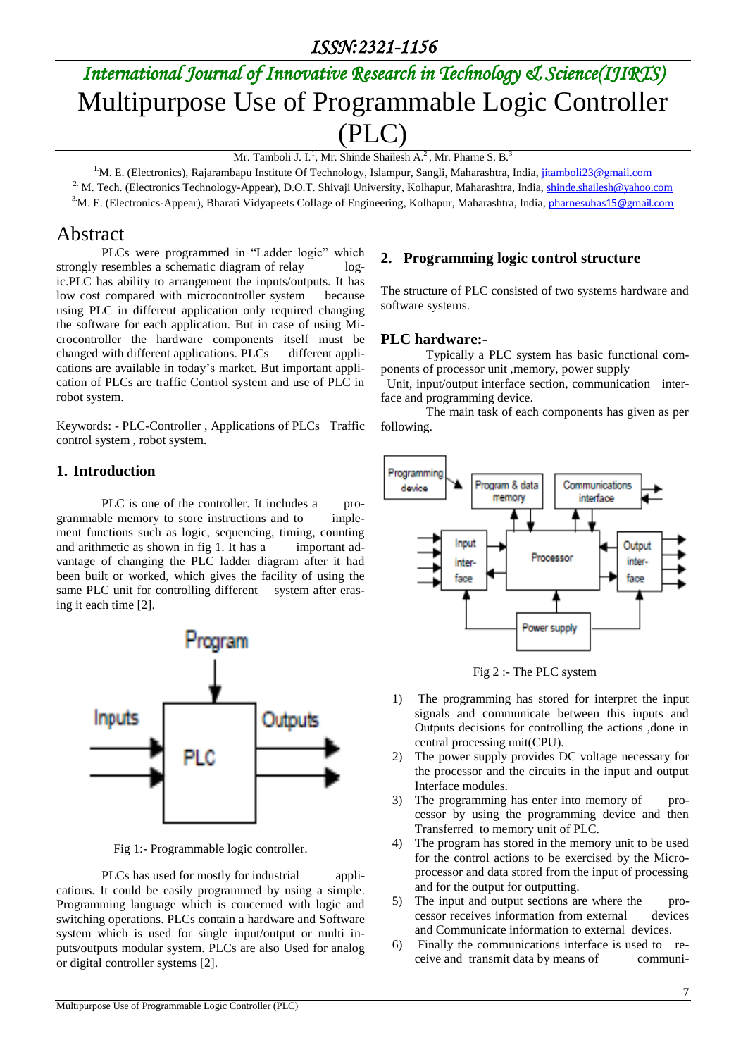ISSN:2321-1156

International Journal of Innovative Research in Technology & Science(IJIRTS)

# Multipurpose Use of Programmable Logic Controller (PLC)

Mr. Tamboli J. I.[1], Mr. Shinde Shailesh A.[2], Mr. Pharne S. B.[3]

[1.]M. E. (Electronics), Rajarambapu Institute Of Technology, Islampur, Sangli, Maharashtra, India, jitamboli23@gmail.com

[2.] M. Tech. (Electronics Technology-Appear), D.O.T. Shivaji University, Kolhapur, Maharashtra, India, shinde.shailesh@yahoo.com

[3.]M. E. (Electronics-Appear), Bharati Vidyapeets Collage of Engineering, Kolhapur, Maharashtra, India, pharnesuhas15@gmail.com

## Abstract

PLCs were programmed in "Ladder logic" which strongly resembles a schematic diagram of relay logic.PLC has ability to arrangement the inputs/outputs. It has low cost compared with microcontroller system because using PLC in different application only required changing the software for each application. But in case of using Microcontroller the hardware components itself must be changed with different applications. PLCs different applications are available in today's market. But important application of PLCs are traffic Control system and use of PLC in robot system.

Keywords: - PLC-Controller , Applications of PLCs Traffic control system , robot system.

## 1. Introduction

PLC is one of the controller. It includes a programmable memory to store instructions and to implement functions such as logic, sequencing, timing, counting and arithmetic as shown in fig 1. It has a important advantage of changing the PLC ladder diagram after it had been built or worked, which gives the facility of using the same PLC unit for controlling different system after erasing it each time [2].

Fig 1:- Programmable logic controller.

PLCs has used for mostly for industrial applications. It could be easily programmed by using a simple. Programming language which is concerned with logic and switching operations. PLCs contain a hardware and Software system which is used for single input/output or multi inputs/outputs modular system. PLCs are also Used for analog or digital controller systems [2].

## 2. Programming logic control structure

The structure of PLC consisted of two systems hardware and software systems.

### PLC hardware:-

Typically a PLC system has basic functional components of processor unit ,memory, power supply Unit, input/output interface section, communication interface and programming device.

The main task of each components has given as per following.

Fig 2 :- The PLC system

1) The programming has stored for interpret the input signals and communicate between this inputs and Outputs decisions for controlling the actions ,done in central processing unit(CPU).
2) The power supply provides DC voltage necessary for the processor and the circuits in the input and output Interface modules.
3) The programming has enter into memory of processor by using the programming device and then Transferred to memory unit of PLC.
4) The program has stored in the memory unit to be used for the control actions to be exercised by the Microprocessor and data stored from the input of processing and for the output for outputting.
5) The input and output sections are where the processor receives information from external devices and Communicate information to external devices.
6) Finally the communications interface is used to receive and transmit data by means of communi-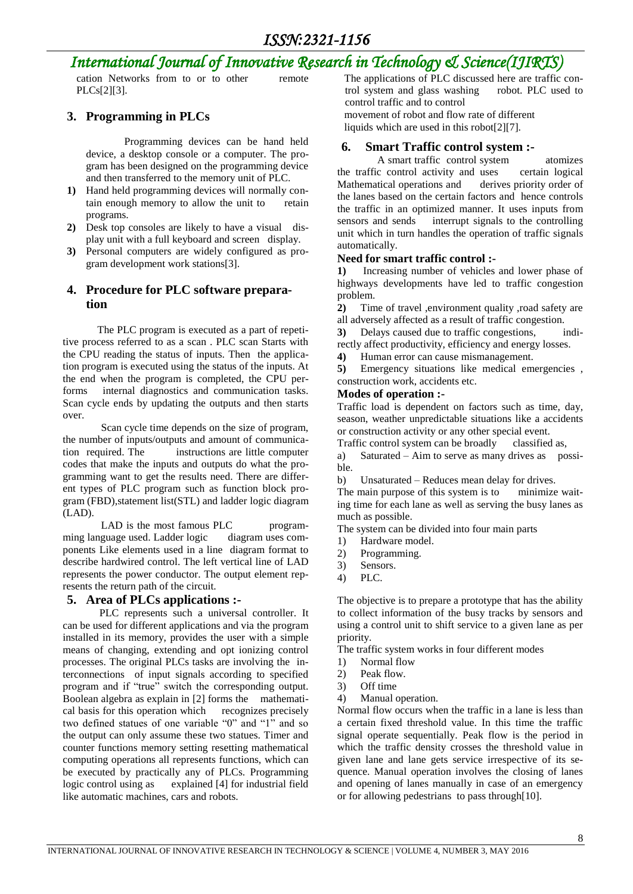cation Networks from to or to other remote PLCs[2][3].

## 3. Programming in PLCs

Programming devices can be hand held device, a desktop console or a computer. The program has been designed on the programming device and then transferred to the memory unit of PLC.

1) Hand held programming devices will normally contain enough memory to allow the unit to retain programs.
2) Desk top consoles are likely to have a visual display unit with a full keyboard and screen display.
3) Personal computers are widely configured as program development work stations[3].

## 4. Procedure for PLC software preparation

The PLC program is executed as a part of repetitive process referred to as a scan . PLC scan Starts with the CPU reading the status of inputs. Then the application program is executed using the status of the inputs. At the end when the program is completed, the CPU performs internal diagnostics and communication tasks. Scan cycle ends by updating the outputs and then starts over.

Scan cycle time depends on the size of program, the number of inputs/outputs and amount of communication required. The instructions are little computer codes that make the inputs and outputs do what the programming want to get the results need. There are different types of PLC program such as function block program (FBD),statement list(STL) and ladder logic diagram (LAD).

LAD is the most famous PLC programming language used. Ladder logic diagram uses components Like elements used in a line diagram format to describe hardwired control. The left vertical line of LAD represents the power conductor. The output element represents the return path of the circuit.

## 5. Area of PLCs applications :-

PLC represents such a universal controller. It can be used for different applications and via the program installed in its memory, provides the user with a simple means of changing, extending and opt ionizing control processes. The original PLCs tasks are involving the interconnections of input signals according to specified program and if "true" switch the corresponding output. Boolean algebra as explain in [2] forms the mathematical basis for this operation which recognizes precisely two defined statues of one variable "0" and "1" and so the output can only assume these two statues. Timer and counter functions memory setting resetting mathematical computing operations all represents functions, which can be executed by practically any of PLCs. Programming logic control using as explained [4] for industrial field like automatic machines, cars and robots.

The applications of PLC discussed here are traffic control system and glass washing robot. PLC used to control traffic and to control movement of robot and flow rate of different liquids which are used in this robot[2][7].

## 6. Smart Traffic control system :-

A smart traffic control system atomizes the traffic control activity and uses certain logical Mathematical operations and derives priority order of the lanes based on the certain factors and hence controls the traffic in an optimized manner. It uses inputs from sensors and sends interrupt signals to the controlling unit which in turn handles the operation of traffic signals automatically.

**Need for smart traffic control :-**

1) Increasing number of vehicles and lower phase of highways developments have led to traffic congestion problem.
2) Time of travel ,environment quality ,road safety are all adversely affected as a result of traffic congestion.
3) Delays caused due to traffic congestions, indirectly affect productivity, efficiency and energy losses.
4) Human error can cause mismanagement.
5) Emergency situations like medical emergencies , construction work, accidents etc.

**Modes of operation :-**

Traffic load is dependent on factors such as time, day, season, weather unpredictable situations like a accidents or construction activity or any other special event.

Traffic control system can be broadly classified as,

a) Saturated – Aim to serve as many drives as possible.
b) Unsaturated – Reduces mean delay for drives.

The main purpose of this system is to minimize waiting time for each lane as well as serving the busy lanes as much as possible.

The system can be divided into four main parts

1) Hardware model.
2) Programming.
3) Sensors.
4) PLC.

The objective is to prepare a prototype that has the ability to collect information of the busy tracks by sensors and using a control unit to shift service to a given lane as per priority.

The traffic system works in four different modes

1) Normal flow
2) Peak flow.
3) Off time
4) Manual operation.

Normal flow occurs when the traffic in a lane is less than a certain fixed threshold value. In this time the traffic signal operate sequentially. Peak flow is the period in which the traffic density crosses the threshold value in given lane and lane gets service irrespective of its sequence. Manual operation involves the closing of lanes and opening of lanes manually in case of an emergency or for allowing pedestrians to pass through[10].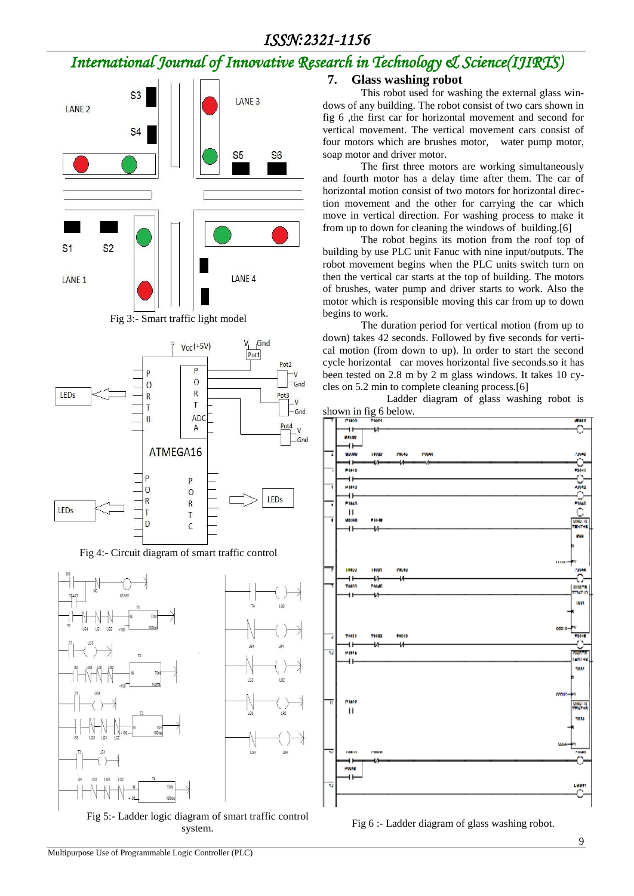Fig 3:- Smart traffic light model

Fig 4:- Circuit diagram of smart traffic control

Fig 5:- Ladder logic diagram of smart traffic control system.

## 7. Glass washing robot

This robot used for washing the external glass windows of any building. The robot consist of two cars shown in fig 6 ,the first car for horizontal movement and second for vertical movement. The vertical movement cars consist of four motors which are brushes motor, water pump motor, soap motor and driver motor.

The first three motors are working simultaneously and fourth motor has a delay time after them. The car of horizontal motion consist of two motors for horizontal direction movement and the other for carrying the car which move in vertical direction. For washing process to make it from up to down for cleaning the windows of building.[6]

The robot begins its motion from the roof top of building by use PLC unit Fanuc with nine input/outputs. The robot movement begins when the PLC units switch turn on then the vertical car starts at the top of building. The motors of brushes, water pump and driver starts to work. Also the motor which is responsible moving this car from up to down begins to work.

The duration period for vertical motion (from up to down) takes 42 seconds. Followed by five seconds for vertical motion (from down to up). In order to start the second cycle horizontal car moves horizontal five seconds.so it has been tested on 2.8 m by 2 m glass windows. It takes 10 cycles on 5.2 min to complete cleaning process.[6]

Ladder diagram of glass washing robot is shown in fig 6 below.

Fig 6 :- Ladder diagram of glass washing robot.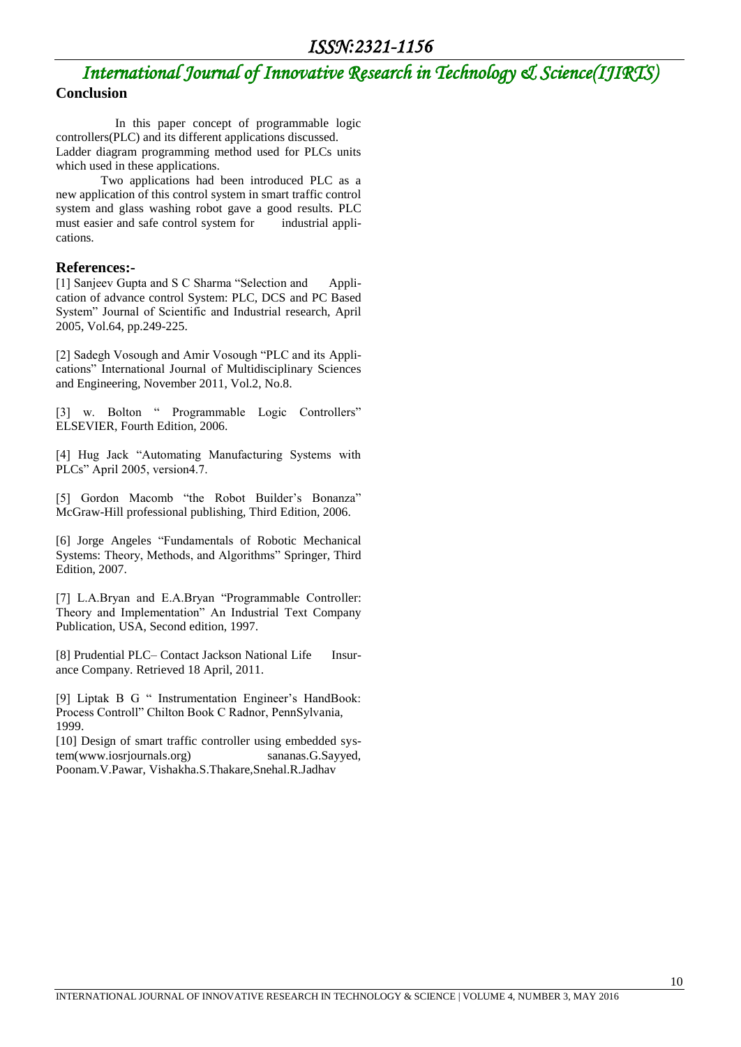## Conclusion

In this paper concept of programmable logic controllers(PLC) and its different applications discussed. Ladder diagram programming method used for PLCs units which used in these applications.

Two applications had been introduced PLC as a new application of this control system in smart traffic control system and glass washing robot gave a good results. PLC must easier and safe control system for industrial applications.

## References:-

[1] Sanjeev Gupta and S C Sharma "Selection and Application of advance control System: PLC, DCS and PC Based System" Journal of Scientific and Industrial research, April 2005, Vol.64, pp.249-225.

[2] Sadegh Vosough and Amir Vosough "PLC and its Applications" International Journal of Multidisciplinary Sciences and Engineering, November 2011, Vol.2, No.8.

[3] w. Bolton " Programmable Logic Controllers" ELSEVIER, Fourth Edition, 2006.

[4] Hug Jack "Automating Manufacturing Systems with PLCs" April 2005, version4.7.

[5] Gordon Macomb "the Robot Builder's Bonanza" McGraw-Hill professional publishing, Third Edition, 2006.

[6] Jorge Angeles "Fundamentals of Robotic Mechanical Systems: Theory, Methods, and Algorithms" Springer, Third Edition, 2007.

[7] L.A.Bryan and E.A.Bryan "Programmable Controller: Theory and Implementation" An Industrial Text Company Publication, USA, Second edition, 1997.

[8] Prudential PLC– Contact Jackson National Life Insurance Company. Retrieved 18 April, 2011.

[9] Liptak B G " Instrumentation Engineer's HandBook: Process Controll" Chilton Book C Radnor, PennSylvania, 1999.

[10] Design of smart traffic controller using embedded system(www.iosrjournals.org) sananas.G.Sayyed, Poonam.V.Pawar, Vishakha.S.Thakare,Snehal.R.Jadhav